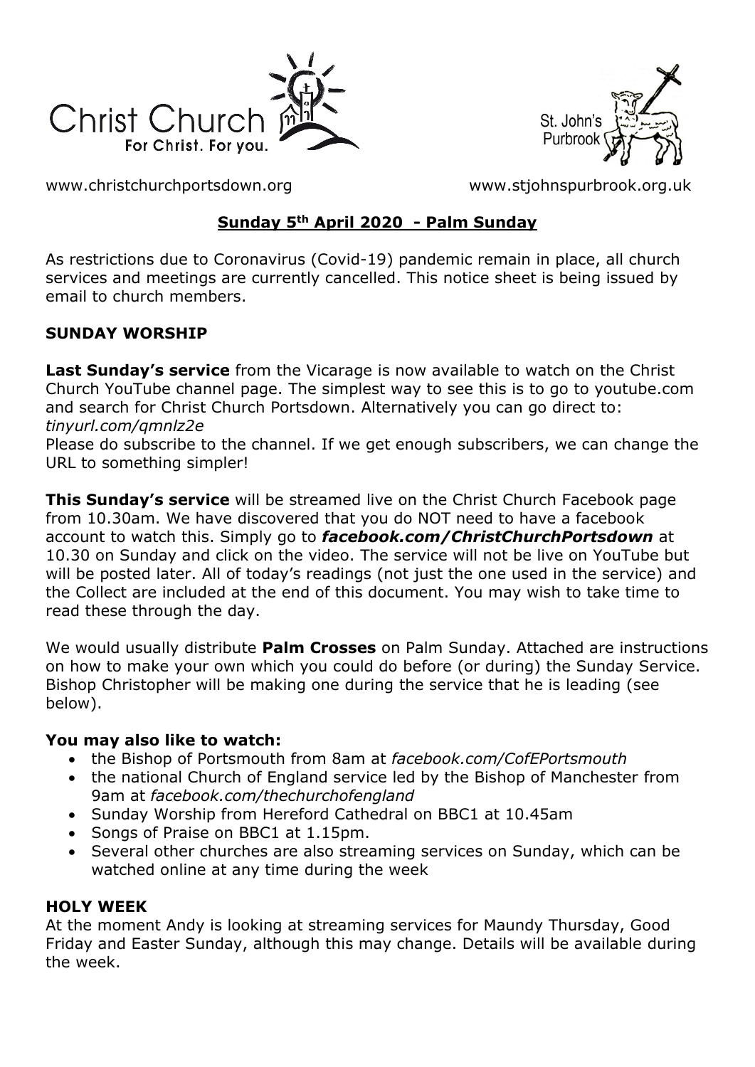Christ Church
For Christ. For you.

St. John's Purbrook

www.christchurchportsdown.org www.stjohnspurbrook.org.uk

## Sunday 5th April 2020 - Palm Sunday

As restrictions due to Coronavirus (Covid-19) pandemic remain in place, all church services and meetings are currently cancelled. This notice sheet is being issued by email to church members.

### SUNDAY WORSHIP

**Last Sunday's service** from the Vicarage is now available to watch on the Christ Church YouTube channel page. The simplest way to see this is to go to youtube.com and search for Christ Church Portsdown. Alternatively you can go direct to: *tinyurl.com/qmnlz2e*

Please do subscribe to the channel. If we get enough subscribers, we can change the URL to something simpler!

**This Sunday's service** will be streamed live on the Christ Church Facebook page from 10.30am. We have discovered that you do NOT need to have a facebook account to watch this. Simply go to ***facebook.com/ChristChurchPortsdown*** at 10.30 on Sunday and click on the video. The service will not be live on YouTube but will be posted later. All of today's readings (not just the one used in the service) and the Collect are included at the end of this document. You may wish to take time to read these through the day.

We would usually distribute **Palm Crosses** on Palm Sunday. Attached are instructions on how to make your own which you could do before (or during) the Sunday Service. Bishop Christopher will be making one during the service that he is leading (see below).

### You may also like to watch:

- the Bishop of Portsmouth from 8am at *facebook.com/CofEPortsmouth*
- the national Church of England service led by the Bishop of Manchester from 9am at *facebook.com/thechurchofengland*
- Sunday Worship from Hereford Cathedral on BBC1 at 10.45am
- Songs of Praise on BBC1 at 1.15pm.
- Several other churches are also streaming services on Sunday, which can be watched online at any time during the week

### HOLY WEEK

At the moment Andy is looking at streaming services for Maundy Thursday, Good Friday and Easter Sunday, although this may change. Details will be available during the week.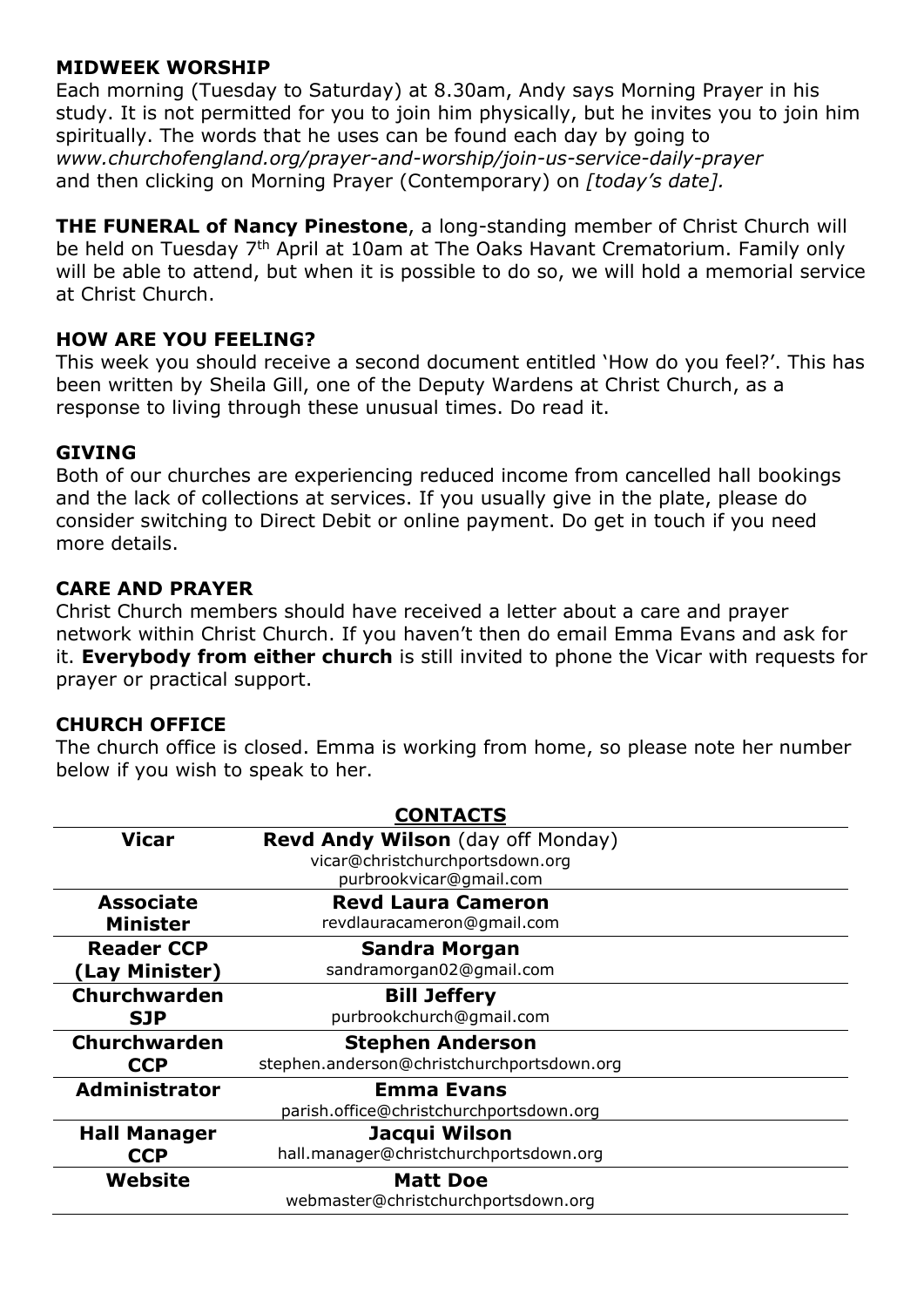**MIDWEEK WORSHIP**

Each morning (Tuesday to Saturday) at 8.30am, Andy says Morning Prayer in his study. It is not permitted for you to join him physically, but he invites you to join him spiritually. The words that he uses can be found each day by going to *www.churchofengland.org/prayer-and-worship/join-us-service-daily-prayer* and then clicking on Morning Prayer (Contemporary) on *[today's date].*

**THE FUNERAL of Nancy Pinestone**, a long-standing member of Christ Church will be held on Tuesday 7th April at 10am at The Oaks Havant Crematorium. Family only will be able to attend, but when it is possible to do so, we will hold a memorial service at Christ Church.

**HOW ARE YOU FEELING?**

This week you should receive a second document entitled 'How do you feel?'. This has been written by Sheila Gill, one of the Deputy Wardens at Christ Church, as a response to living through these unusual times. Do read it.

**GIVING**

Both of our churches are experiencing reduced income from cancelled hall bookings and the lack of collections at services. If you usually give in the plate, please do consider switching to Direct Debit or online payment. Do get in touch if you need more details.

**CARE AND PRAYER**

Christ Church members should have received a letter about a care and prayer network within Christ Church. If you haven't then do email Emma Evans and ask for it. **Everybody from either church** is still invited to phone the Vicar with requests for prayer or practical support.

**CHURCH OFFICE**

The church office is closed. Emma is working from home, so please note her number below if you wish to speak to her.

**CONTACTS**

| | |
|---|---|
| **Vicar** | **Revd Andy Wilson** (day off Monday)<br>vicar@christchurchportsdown.org<br>purbrookvicar@gmail.com |
| **Associate Minister** | **Revd Laura Cameron**<br>revdlauracameron@gmail.com |
| **Reader CCP (Lay Minister)** | **Sandra Morgan**<br>sandramorgan02@gmail.com |
| **Churchwarden SJP** | **Bill Jeffery**<br>purbrookchurch@gmail.com |
| **Churchwarden CCP** | **Stephen Anderson**<br>stephen.anderson@christchurchportsdown.org |
| **Administrator** | **Emma Evans**<br>parish.office@christchurchportsdown.org |
| **Hall Manager CCP** | **Jacqui Wilson**<br>hall.manager@christchurchportsdown.org |
| **Website** | **Matt Doe**<br>webmaster@christchurchportsdown.org |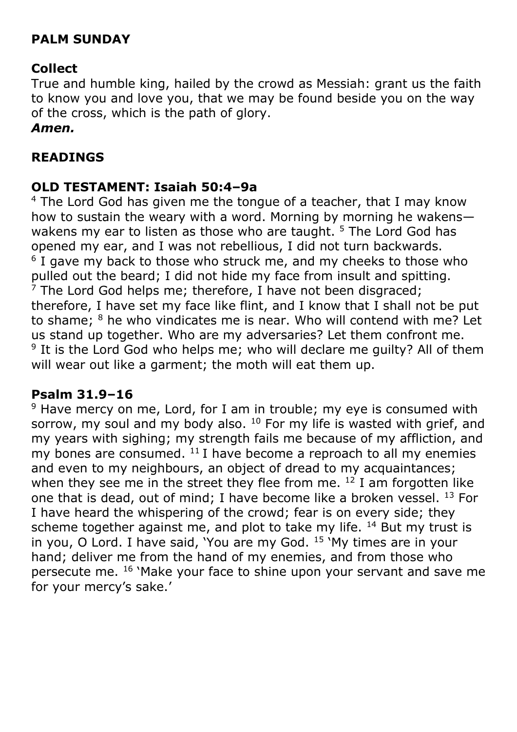## PALM SUNDAY

### Collect

True and humble king, hailed by the crowd as Messiah: grant us the faith to know you and love you, that we may be found beside you on the way of the cross, which is the path of glory.
***Amen.***

## READINGS

### OLD TESTAMENT: Isaiah 50:4–9a

[4] The Lord God has given me the tongue of a teacher, that I may know how to sustain the weary with a word. Morning by morning he wakens—wakens my ear to listen as those who are taught. [5] The Lord God has opened my ear, and I was not rebellious, I did not turn backwards. [6] I gave my back to those who struck me, and my cheeks to those who pulled out the beard; I did not hide my face from insult and spitting. [7] The Lord God helps me; therefore, I have not been disgraced; therefore, I have set my face like flint, and I know that I shall not be put to shame; [8] he who vindicates me is near. Who will contend with me? Let us stand up together. Who are my adversaries? Let them confront me. [9] It is the Lord God who helps me; who will declare me guilty? All of them will wear out like a garment; the moth will eat them up.

### Psalm 31.9–16

[9] Have mercy on me, Lord, for I am in trouble; my eye is consumed with sorrow, my soul and my body also. [10] For my life is wasted with grief, and my years with sighing; my strength fails me because of my affliction, and my bones are consumed. [11] I have become a reproach to all my enemies and even to my neighbours, an object of dread to my acquaintances; when they see me in the street they flee from me. [12] I am forgotten like one that is dead, out of mind; I have become like a broken vessel. [13] For I have heard the whispering of the crowd; fear is on every side; they scheme together against me, and plot to take my life. [14] But my trust is in you, O Lord. I have said, 'You are my God. [15] 'My times are in your hand; deliver me from the hand of my enemies, and from those who persecute me. [16] 'Make your face to shine upon your servant and save me for your mercy's sake.'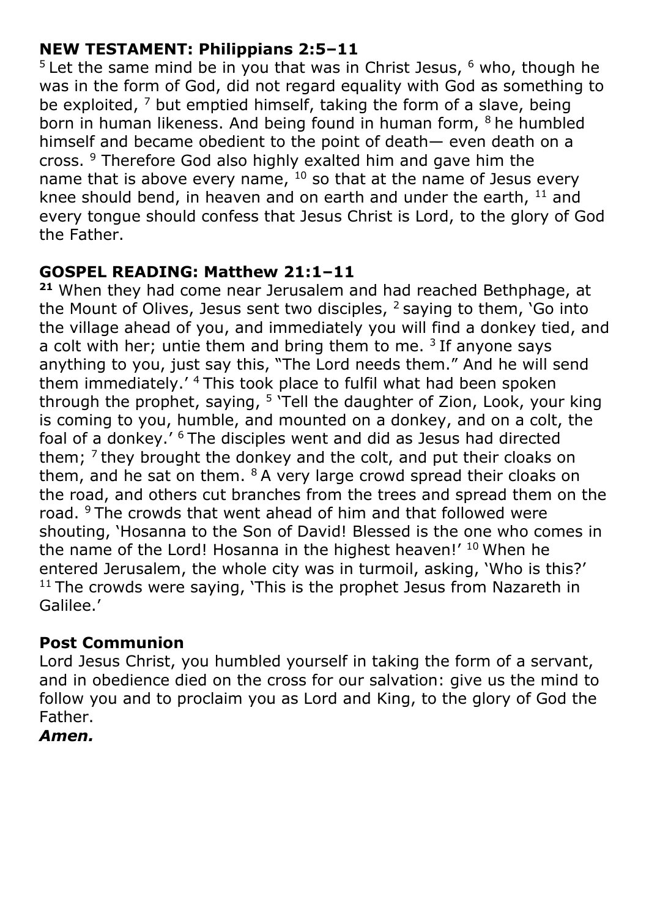## NEW TESTAMENT: Philippians 2:5–11

[5] Let the same mind be in you that was in Christ Jesus, [6] who, though he was in the form of God, did not regard equality with God as something to be exploited, [7] but emptied himself, taking the form of a slave, being born in human likeness. And being found in human form, [8] he humbled himself and became obedient to the point of death— even death on a cross. [9] Therefore God also highly exalted him and gave him the name that is above every name, [10] so that at the name of Jesus every knee should bend, in heaven and on earth and under the earth, [11] and every tongue should confess that Jesus Christ is Lord, to the glory of God the Father.

## GOSPEL READING: Matthew 21:1–11

**21** When they had come near Jerusalem and had reached Bethphage, at the Mount of Olives, Jesus sent two disciples, [2] saying to them, 'Go into the village ahead of you, and immediately you will find a donkey tied, and a colt with her; untie them and bring them to me. [3] If anyone says anything to you, just say this, "The Lord needs them." And he will send them immediately.' [4] This took place to fulfil what had been spoken through the prophet, saying, [5] 'Tell the daughter of Zion, Look, your king is coming to you, humble, and mounted on a donkey, and on a colt, the foal of a donkey.' [6] The disciples went and did as Jesus had directed them; [7] they brought the donkey and the colt, and put their cloaks on them, and he sat on them. [8] A very large crowd spread their cloaks on the road, and others cut branches from the trees and spread them on the road. [9] The crowds that went ahead of him and that followed were shouting, 'Hosanna to the Son of David! Blessed is the one who comes in the name of the Lord! Hosanna in the highest heaven!' [10] When he entered Jerusalem, the whole city was in turmoil, asking, 'Who is this?' [11] The crowds were saying, 'This is the prophet Jesus from Nazareth in Galilee.'

## Post Communion

Lord Jesus Christ, you humbled yourself in taking the form of a servant, and in obedience died on the cross for our salvation: give us the mind to follow you and to proclaim you as Lord and King, to the glory of God the Father.

***Amen.***